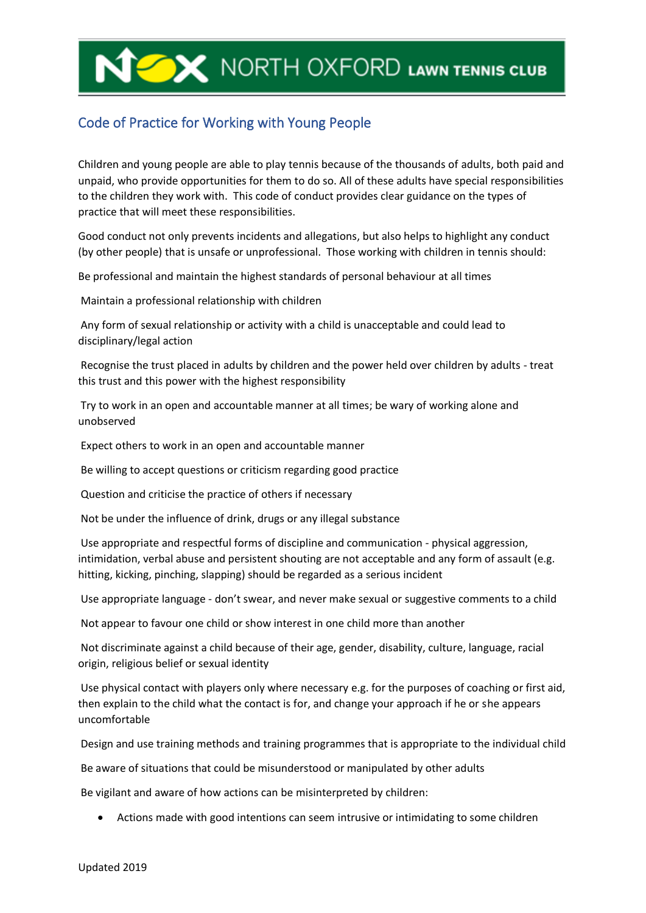NORTH OXFORD LAWN TENNIS CLUB

## Code of Practice for Working with Young People

Children and young people are able to play tennis because of the thousands of adults, both paid and unpaid, who provide opportunities for them to do so. All of these adults have special responsibilities to the children they work with. This code of conduct provides clear guidance on the types of practice that will meet these responsibilities.

Good conduct not only prevents incidents and allegations, but also helps to highlight any conduct (by other people) that is unsafe or unprofessional. Those working with children in tennis should:

Be professional and maintain the highest standards of personal behaviour at all times

Maintain a professional relationship with children

Any form of sexual relationship or activity with a child is unacceptable and could lead to disciplinary/legal action

Recognise the trust placed in adults by children and the power held over children by adults - treat this trust and this power with the highest responsibility

Try to work in an open and accountable manner at all times; be wary of working alone and unobserved

Expect others to work in an open and accountable manner

Be willing to accept questions or criticism regarding good practice

Question and criticise the practice of others if necessary

Not be under the influence of drink, drugs or any illegal substance

Use appropriate and respectful forms of discipline and communication - physical aggression, intimidation, verbal abuse and persistent shouting are not acceptable and any form of assault (e.g. hitting, kicking, pinching, slapping) should be regarded as a serious incident

Use appropriate language - don't swear, and never make sexual or suggestive comments to a child

Not appear to favour one child or show interest in one child more than another

Not discriminate against a child because of their age, gender, disability, culture, language, racial origin, religious belief or sexual identity

Use physical contact with players only where necessary e.g. for the purposes of coaching or first aid, then explain to the child what the contact is for, and change your approach if he or she appears uncomfortable

Design and use training methods and training programmes that is appropriate to the individual child

Be aware of situations that could be misunderstood or manipulated by other adults

Be vigilant and aware of how actions can be misinterpreted by children:

- Actions made with good intentions can seem intrusive or intimidating to some children

Updated 2019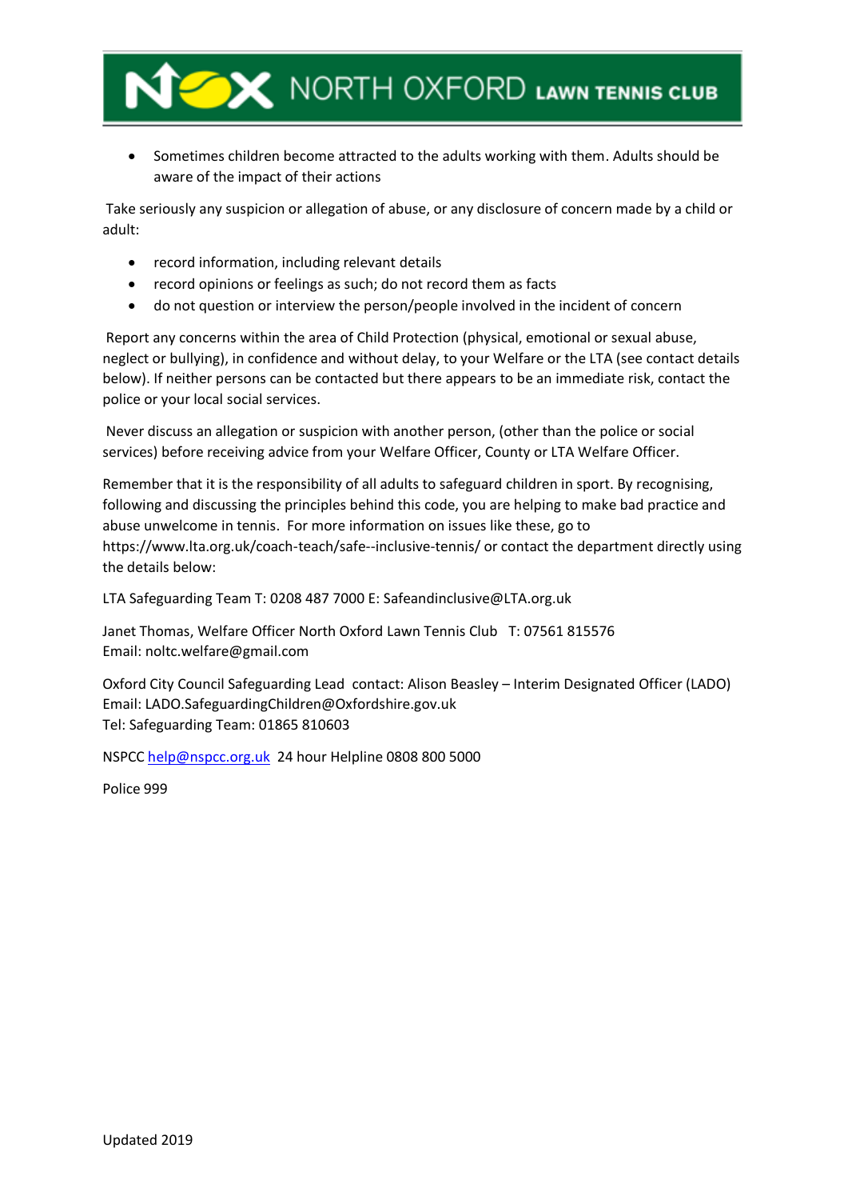- Sometimes children become attracted to the adults working with them. Adults should be aware of the impact of their actions

Take seriously any suspicion or allegation of abuse, or any disclosure of concern made by a child or adult:

- record information, including relevant details
- record opinions or feelings as such; do not record them as facts
- do not question or interview the person/people involved in the incident of concern

Report any concerns within the area of Child Protection (physical, emotional or sexual abuse, neglect or bullying), in confidence and without delay, to your Welfare or the LTA (see contact details below). If neither persons can be contacted but there appears to be an immediate risk, contact the police or your local social services.

Never discuss an allegation or suspicion with another person, (other than the police or social services) before receiving advice from your Welfare Officer, County or LTA Welfare Officer.

Remember that it is the responsibility of all adults to safeguard children in sport. By recognising, following and discussing the principles behind this code, you are helping to make bad practice and abuse unwelcome in tennis. For more information on issues like these, go to https://www.lta.org.uk/coach-teach/safe--inclusive-tennis/ or contact the department directly using the details below:

LTA Safeguarding Team T: 0208 487 7000 E: Safeandinclusive@LTA.org.uk

Janet Thomas, Welfare Officer North Oxford Lawn Tennis Club T: 07561 815576
Email: noltc.welfare@gmail.com

Oxford City Council Safeguarding Lead contact: Alison Beasley – Interim Designated Officer (LADO)
Email: LADO.SafeguardingChildren@Oxfordshire.gov.uk
Tel: Safeguarding Team: 01865 810603

NSPCC help@nspcc.org.uk 24 hour Helpline 0808 800 5000

Police 999

Updated 2019